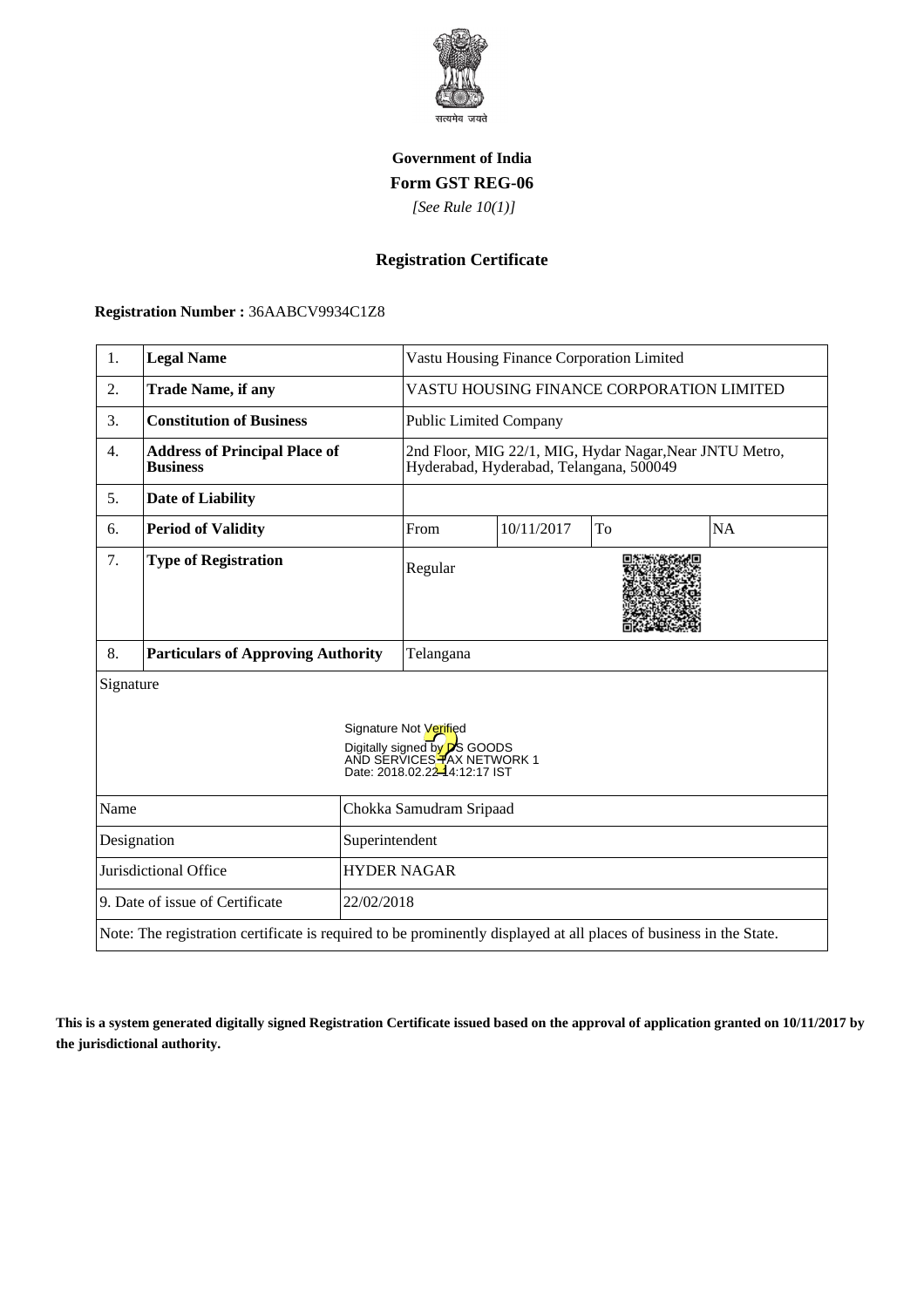**Government of India**

**Form GST REG-06**

*[See Rule 10(1)]*

## Registration Certificate

**Registration Number :** 36AABCV9934C1Z8

| 1. | **Legal Name** | Vastu Housing Finance Corporation Limited | | | |
|---|---|---|---|---|---|
| 2. | **Trade Name, if any** | VASTU HOUSING FINANCE CORPORATION LIMITED | | | |
| 3. | **Constitution of Business** | Public Limited Company | | | |
| 4. | **Address of Principal Place of Business** | 2nd Floor, MIG 22/1, MIG, Hydar Nagar,Near JNTU Metro, Hyderabad, Hyderabad, Telangana, 500049 | | | |
| 5. | **Date of Liability** | | | | |
| 6. | **Period of Validity** | From | 10/11/2017 | To | NA |
| 7. | **Type of Registration** | Regular | | | |
| 8. | **Particulars of Approving Authority** | Telangana | | | |

Signature

Signature Not Verified
Digitally signed by DS GOODS AND SERVICES TAX NETWORK 1
Date: 2018.02.22 14:12:17 IST

| Name | Chokka Samudram Sripaad |
|---|---|
| Designation | Superintendent |
| Jurisdictional Office | HYDER NAGAR |
| 9. Date of issue of Certificate | 22/02/2018 |

Note: The registration certificate is required to be prominently displayed at all places of business in the State.

**This is a system generated digitally signed Registration Certificate issued based on the approval of application granted on 10/11/2017 by the jurisdictional authority.**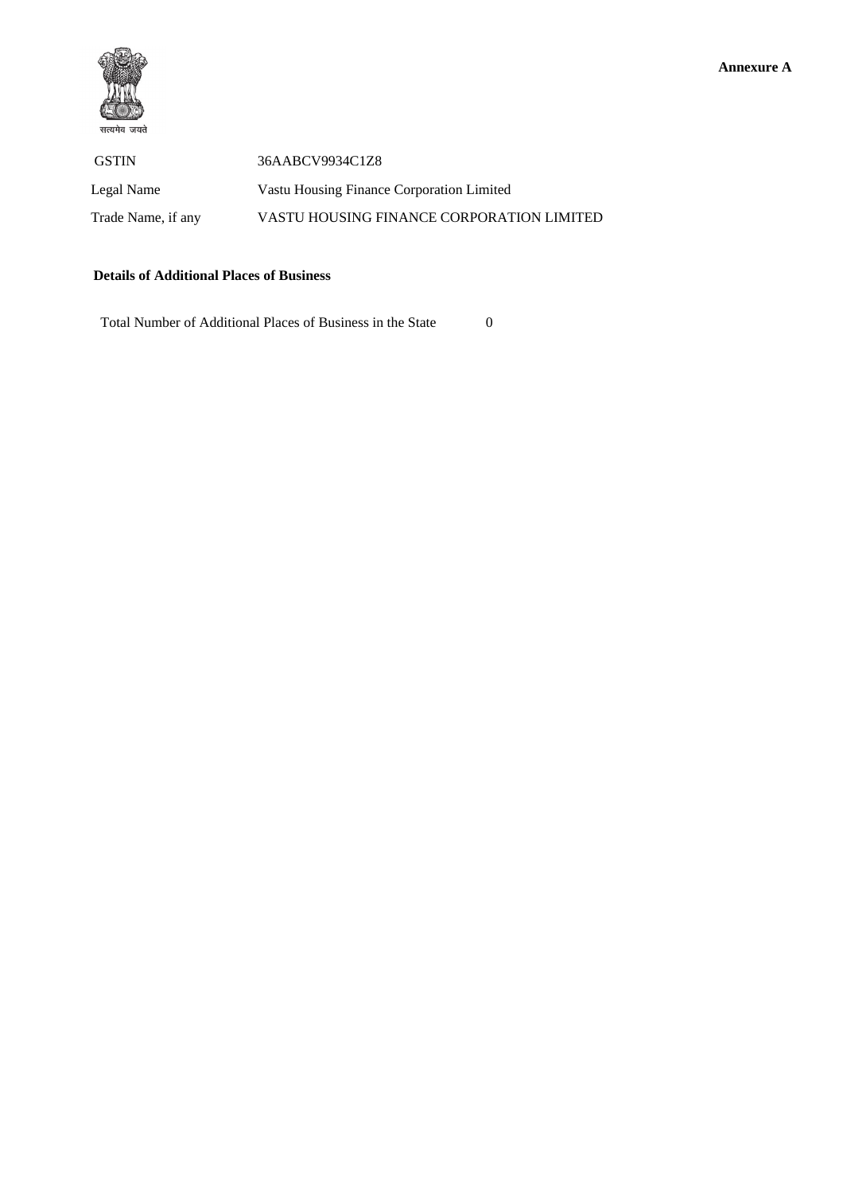**Annexure A**

सत्यमेव जयते

| GSTIN | 36AABCV9934C1Z8 |
|---|---|
| Legal Name | Vastu Housing Finance Corporation Limited |
| Trade Name, if any | VASTU HOUSING FINANCE CORPORATION LIMITED |

**Details of Additional Places of Business**

Total Number of Additional Places of Business in the State 0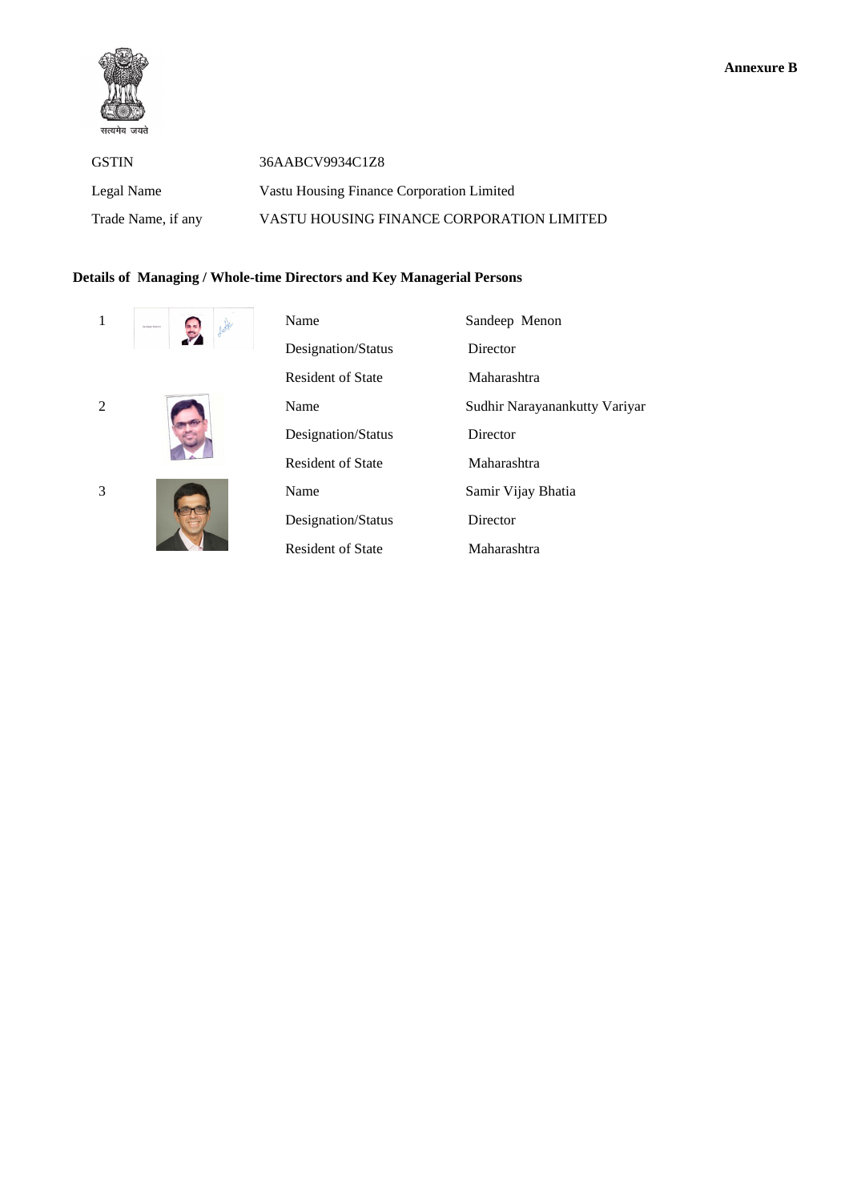सत्यमेव जयते

**Annexure B**

| | |
|---|---|
| GSTIN | 36AABCV9934C1Z8 |
| Legal Name | Vastu Housing Finance Corporation Limited |
| Trade Name, if any | VASTU HOUSING FINANCE CORPORATION LIMITED |

**Details of Managing / Whole-time Directors and Key Managerial Persons**

| | | |
|---|---|---|
| 1 | Name | Sandeep Menon |
| | Designation/Status | Director |
| | Resident of State | Maharashtra |
| 2 | Name | Sudhir Narayanankutty Variyar |
| | Designation/Status | Director |
| | Resident of State | Maharashtra |
| 3 | Name | Samir Vijay Bhatia |
| | Designation/Status | Director |
| | Resident of State | Maharashtra |